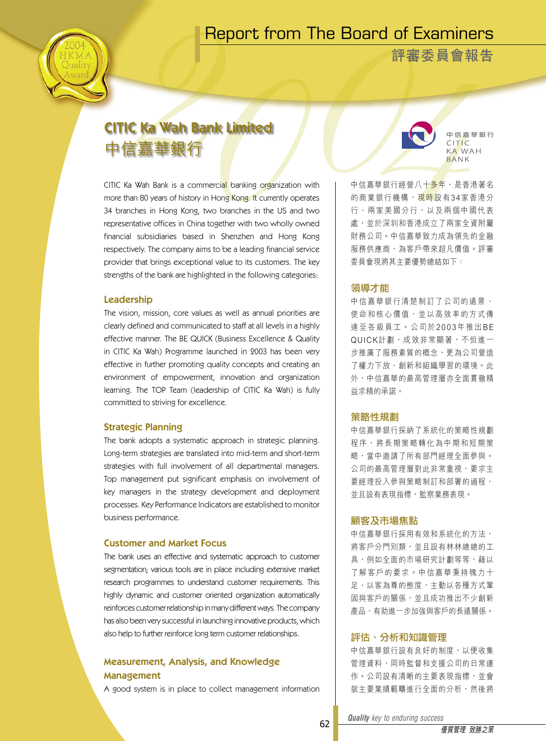# CITIC Ka Wah Bank Limited
# 中信嘉華銀行

CITIC Ka Wah Bank is a commercial banking organization with more than 80 years of history in Hong Kong. It currently operates 34 branches in Hong Kong, two branches in the US and two representative offices in China together with two wholly owned financial subsidiaries based in Shenzhen and Hong Kong respectively. The company aims to be a leading financial service provider that brings exceptional value to its customers. The key strengths of the bank are highlighted in the following categories:

## Leadership

The vision, mission, core values as well as annual priorities are clearly defined and communicated to staff at all levels in a highly effective manner. The BE QUICK (Business Excellence & Quality in CITIC Ka Wah) Programme launched in 2003 has been very effective in further promoting quality concepts and creating an environment of empowerment, innovation and organization learning. The TOP Team (leadership of CITIC Ka Wah) is fully committed to striving for excellence.

## Strategic Planning

The bank adopts a systematic approach in strategic planning. Long-term strategies are translated into mid-term and short-term strategies with full involvement of all departmental managers. Top management put significant emphasis on involvement of key managers in the strategy development and deployment processes. Key Performance Indicators are established to monitor business performance.

## Customer and Market Focus

The bank uses an effective and systematic approach to customer segmentation; various tools are in place including extensive market research programmes to understand customer requirements. This highly dynamic and customer oriented organization automatically reinforces customer relationship in many different ways. The company has also been very successful in launching innovative products, which also help to further reinforce long term customer relationships.

## Measurement, Analysis, and Knowledge Management

A good system is in place to collect management information

中信嘉華銀行經營八十多年，是香港著名的商業銀行機構，現時設有34家香港分行、兩家美國分行，以及兩個中國代表處，並於深圳和香港成立了兩家全資附屬財務公司。中信嘉華致力成為領先的金融服務供應商，為客戶帶來超凡價值。評審委員會現將其主要優勢總結如下：

## 領導才能

中信嘉華銀行清楚制訂了公司的遠景、使命和核心價值，並以高效率的方式傳達至各級員工。公司於2003年推出BE QUICK計劃，成效非常顯著，不但進一步推廣了服務素質的概念，更為公司營造了權力下放、創新和組織學習的環境。此外，中信嘉華的最高管理層亦全面貫徹精益求精的承諾。

## 策略性規劃

中信嘉華銀行採納了系統化的策略性規劃程序，將長期策略轉化為中期和短期策略，當中邀請了所有部門經理全面參與。公司的最高管理層對此非常重視，要求主要經理投入參與策略制訂和部署的過程，並且設有表現指標，監察業務表現。

## 顧客及市場焦點

中信嘉華銀行採用有效和系統化的方法，將客戶分門別類，並且設有林林總總的工具，例如全面的市場研究計劃等等，藉以了解客戶的要求。中信嘉華秉持魄力十足、以客為尊的態度，主動以各種方式鞏固與客戶的關係，並且成功推出不少創新產品，有助進一步加強與客戶的長遠關係。

## 評估、分析和知識管理

中信嘉華銀行設有良好的制度，以便收集管理資料，同時監督和支援公司的日常運作。公司設有清晰的主要表現指標，並會就主要業績範疇進行全面的分析，然後將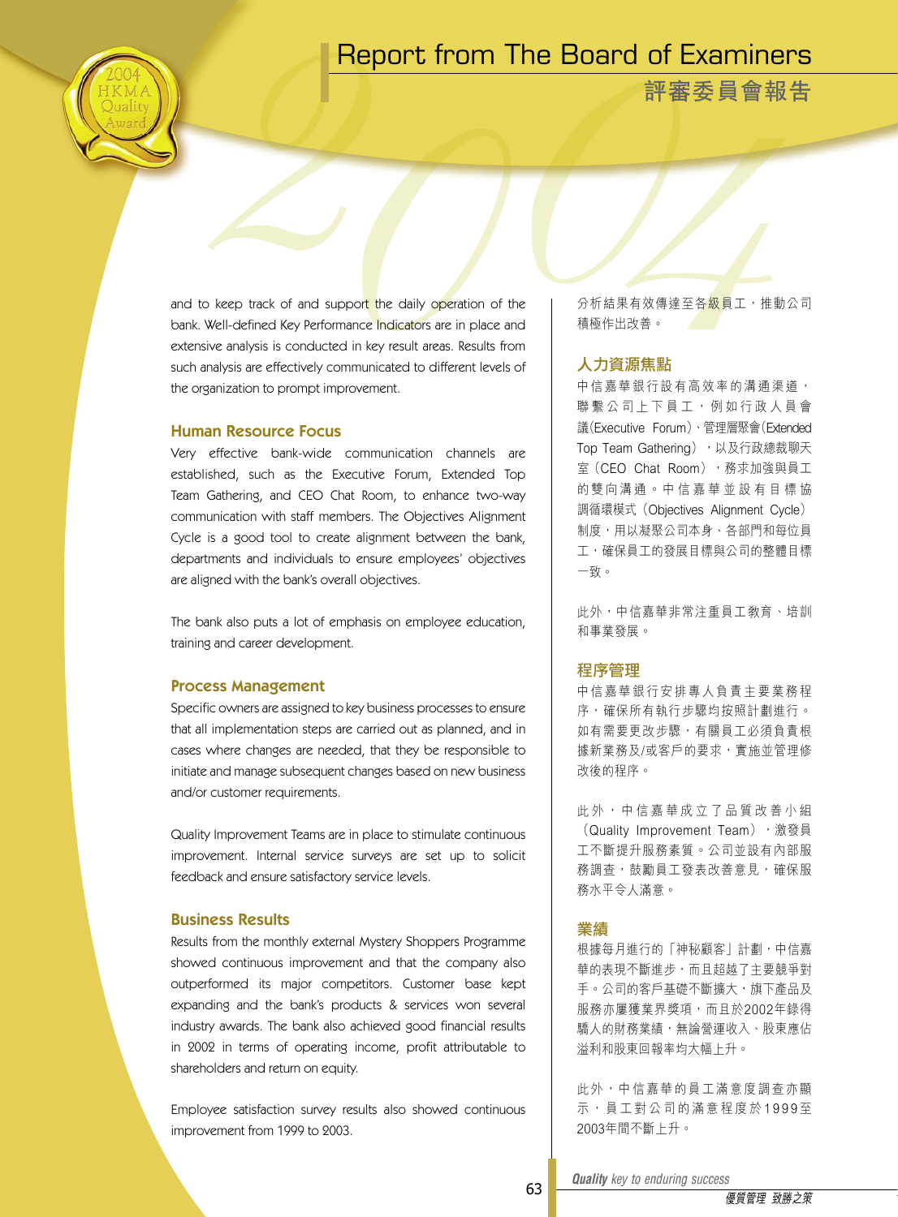and to keep track of and support the daily operation of the bank. Well-defined Key Performance Indicators are in place and extensive analysis is conducted in key result areas. Results from such analysis are effectively communicated to different levels of the organization to prompt improvement.

### Human Resource Focus

Very effective bank-wide communication channels are established, such as the Executive Forum, Extended Top Team Gathering, and CEO Chat Room, to enhance two-way communication with staff members. The Objectives Alignment Cycle is a good tool to create alignment between the bank, departments and individuals to ensure employees' objectives are aligned with the bank's overall objectives.

The bank also puts a lot of emphasis on employee education, training and career development.

### Process Management

Specific owners are assigned to key business processes to ensure that all implementation steps are carried out as planned, and in cases where changes are needed, that they be responsible to initiate and manage subsequent changes based on new business and/or customer requirements.

Quality Improvement Teams are in place to stimulate continuous improvement. Internal service surveys are set up to solicit feedback and ensure satisfactory service levels.

### Business Results

Results from the monthly external Mystery Shoppers Programme showed continuous improvement and that the company also outperformed its major competitors. Customer base kept expanding and the bank's products & services won several industry awards. The bank also achieved good financial results in 2002 in terms of operating income, profit attributable to shareholders and return on equity.

Employee satisfaction survey results also showed continuous improvement from 1999 to 2003.

分析結果有效傳達至各級員工，推動公司積極作出改善。

### 人力資源焦點

中信嘉華銀行設有高效率的溝通渠道，聯繫公司上下員工，例如行政人員會議(Executive Forum)、管理層聚會(Extended Top Team Gathering)，以及行政總裁聊天室（CEO Chat Room），務求加強與員工的雙向溝通。中信嘉華並設有目標協調循環模式（Objectives Alignment Cycle）制度，用以凝聚公司本身、各部門和每位員工，確保員工的發展目標與公司的整體目標一致。

此外，中信嘉華非常注重員工教育、培訓和事業發展。

### 程序管理

中信嘉華銀行安排專人負責主要業務程序，確保所有執行步驟均按照計劃進行。如有需要更改步驟，有關員工必須負責根據新業務及/或客戶的要求，實施並管理修改後的程序。

此外，中信嘉華成立了品質改善小組（Quality Improvement Team），激發員工不斷提升服務素質。公司並設有內部服務調查，鼓勵員工發表改善意見，確保服務水平令人滿意。

### 業績

根據每月進行的「神秘顧客」計劃，中信嘉華的表現不斷進步，而且超越了主要競爭對手。公司的客戶基礎不斷擴大，旗下產品及服務亦屢獲業界獎項，而且於2002年錄得驕人的財務業績，無論營運收入、股東應佔溢利和股東回報率均大幅上升。

此外，中信嘉華的員工滿意度調查亦顯示，員工對公司的滿意程度於1999至2003年間不斷上升。